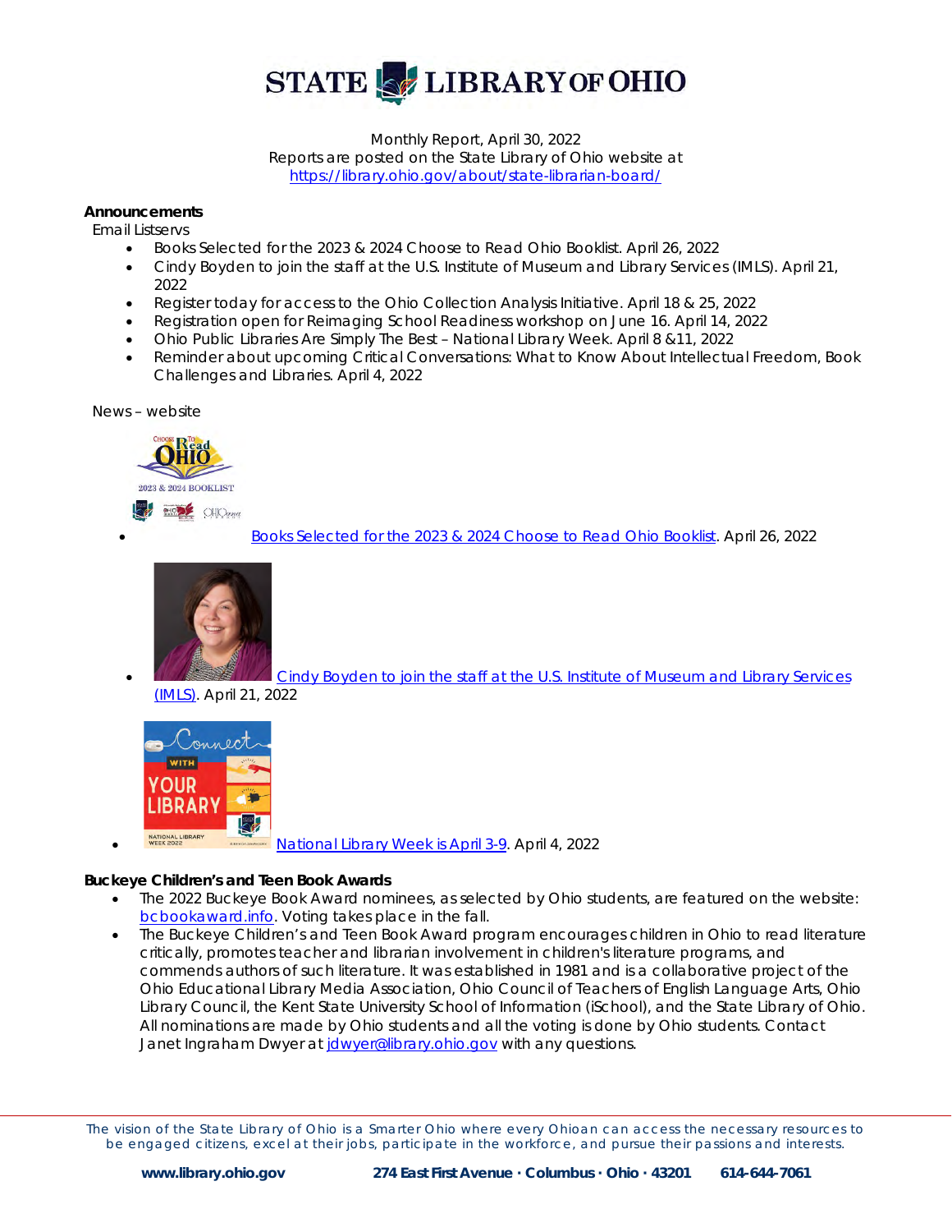# STATE LIBRARY OF OHIO

Monthly Report, April 30, 2022
Reports are posted on the State Library of Ohio website at
https://library.ohio.gov/about/state-librarian-board/

**Announcements**

Email Listservs

- Books Selected for the 2023 & 2024 Choose to Read Ohio Booklist. April 26, 2022
- Cindy Boyden to join the staff at the U.S. Institute of Museum and Library Services (IMLS). April 21, 2022
- Register today for access to the Ohio Collection Analysis Initiative. April 18 & 25, 2022
- Registration open for Reimaging School Readiness workshop on June 16. April 14, 2022
- Ohio Public Libraries Are Simply The Best – National Library Week. April 8 &11, 2022
- Reminder about upcoming Critical Conversations: What to Know About Intellectual Freedom, Book Challenges and Libraries. April 4, 2022

News – website

- Books Selected for the 2023 & 2024 Choose to Read Ohio Booklist. April 26, 2022
- Cindy Boyden to join the staff at the U.S. Institute of Museum and Library Services (IMLS). April 21, 2022
- National Library Week is April 3-9. April 4, 2022

**Buckeye Children's and Teen Book Awards**

- The 2022 Buckeye Book Award nominees, as selected by Ohio students, are featured on the website: bcbookaward.info. Voting takes place in the fall.
- The Buckeye Children's and Teen Book Award program encourages children in Ohio to read literature critically, promotes teacher and librarian involvement in children's literature programs, and commends authors of such literature. It was established in 1981 and is a collaborative project of the Ohio Educational Library Media Association, Ohio Council of Teachers of English Language Arts, Ohio Library Council, the Kent State University School of Information (iSchool), and the State Library of Ohio. All nominations are made by Ohio students and all the voting is done by Ohio students. Contact Janet Ingraham Dwyer at jdwyer@library.ohio.gov with any questions.

*The vision of the State Library of Ohio is a Smarter Ohio where every Ohioan can access the necessary resources to be engaged citizens, excel at their jobs, participate in the workforce, and pursue their passions and interests.*

**www.library.ohio.gov** **274 East First Avenue · Columbus · Ohio · 43201** **614-644-7061**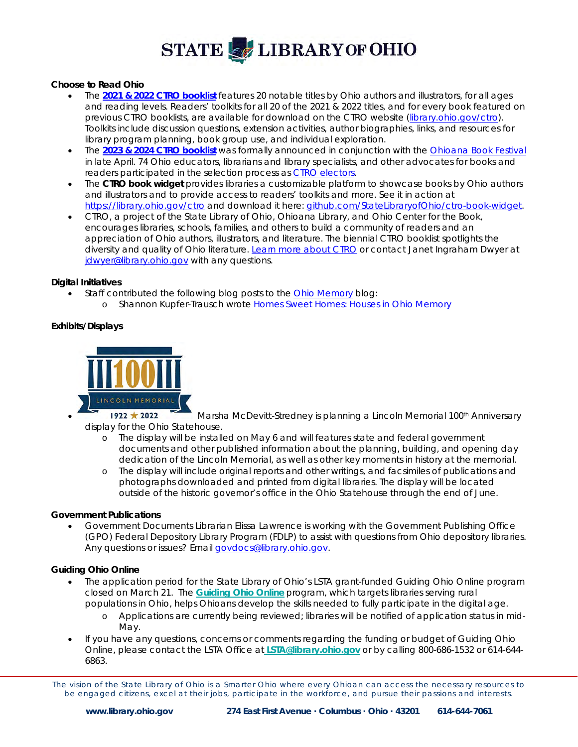**Choose to Read Ohio**

- The **2021 & 2022 CTRO booklist** features 20 notable titles by Ohio authors and illustrators, for all ages and reading levels. Readers' toolkits for all 20 of the 2021 & 2022 titles, and for every book featured on previous CTRO booklists, are available for download on the CTRO website (library.ohio.gov/ctro). Toolkits include discussion questions, extension activities, author biographies, links, and resources for library program planning, book group use, and individual exploration.
- The **2023 & 2024 CTRO booklist** was formally announced in conjunction with the Ohioana Book Festival in late April. 74 Ohio educators, librarians and library specialists, and other advocates for books and readers participated in the selection process as CTRO electors.
- The **CTRO book widget** provides libraries a customizable platform to showcase books by Ohio authors and illustrators and to provide access to readers' toolkits and more. See it in action at https://library.ohio.gov/ctro and download it here: github.com/StateLibraryofOhio/ctro-book-widget.
- CTRO, a project of the State Library of Ohio, Ohioana Library, and Ohio Center for the Book, encourages libraries, schools, families, and others to build a community of readers and an appreciation of Ohio authors, illustrators, and literature. The biennial CTRO booklist spotlights the diversity and quality of Ohio literature. Learn more about CTRO or contact Janet Ingraham Dwyer at jdwyer@library.ohio.gov with any questions.

**Digital Initiatives**

- Staff contributed the following blog posts to the Ohio Memory blog:
  - Shannon Kupfer-Trausch wrote Homes Sweet Homes: Houses in Ohio Memory

**Exhibits/Displays**

- Marsha McDevitt-Stredney is planning a Lincoln Memorial 100th Anniversary display for the Ohio Statehouse.
  - The display will be installed on May 6 and will features state and federal government documents and other published information about the planning, building, and opening day dedication of the Lincoln Memorial, as well as other key moments in history at the memorial.
  - The display will include original reports and other writings, and facsimiles of publications and photographs downloaded and printed from digital libraries. The display will be located outside of the historic governor's office in the Ohio Statehouse through the end of June.

**Government Publications**

- Government Documents Librarian Elissa Lawrence is working with the Government Publishing Office (GPO) Federal Depository Library Program (FDLP) to assist with questions from Ohio depository libraries. Any questions or issues? Email govdocs@library.ohio.gov.

**Guiding Ohio Online**

- The application period for the State Library of Ohio's LSTA grant-funded Guiding Ohio Online program closed on March 21. The **Guiding Ohio Online** program, which targets libraries serving rural populations in Ohio, helps Ohioans develop the skills needed to fully participate in the digital age.
  - Applications are currently being reviewed; libraries will be notified of application status in mid-May.
- If you have any questions, concerns or comments regarding the funding or budget of Guiding Ohio Online, please contact the LSTA Office at **LSTA@library.ohio.gov** or by calling 800-686-1532 or 614-644-6863.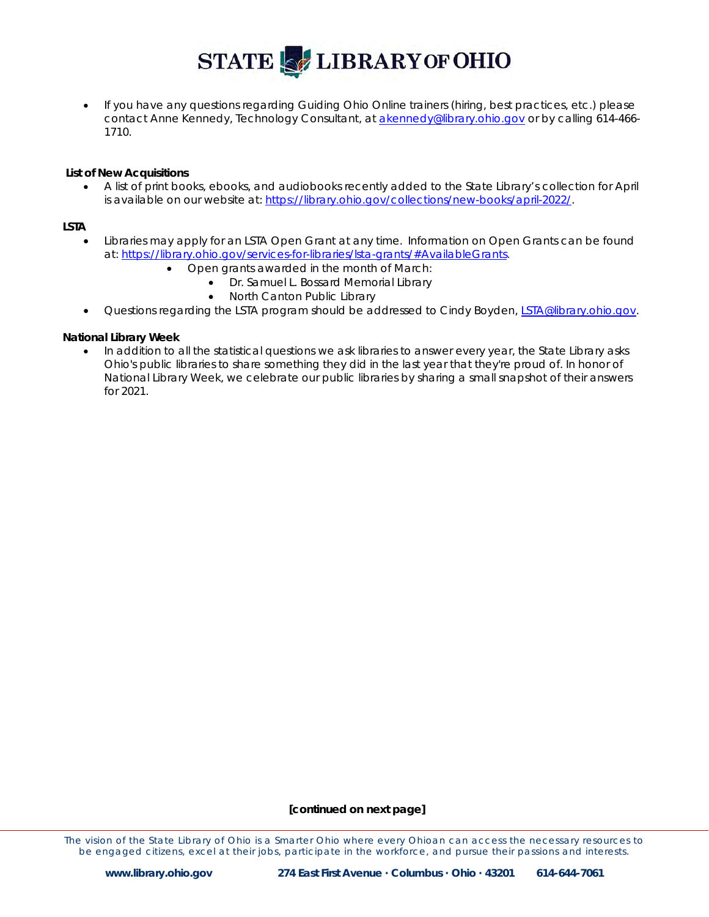- If you have any questions regarding Guiding Ohio Online trainers (hiring, best practices, etc.) please contact Anne Kennedy, Technology Consultant, at [akennedy@library.ohio.gov](mailto:akennedy@library.ohio.gov) or by calling 614-466-1710.

**List of New Acquisitions**

- A list of print books, ebooks, and audiobooks recently added to the State Library's collection for April is available on our website at: [https://library.ohio.gov/collections/new-books/april-2022/](https://library.ohio.gov/collections/new-books/april-2022/).

**LSTA**

- Libraries may apply for an LSTA Open Grant at any time. Information on Open Grants can be found at: [https://library.ohio.gov/services-for-libraries/lsta-grants/#AvailableGrants](https://library.ohio.gov/services-for-libraries/lsta-grants/#AvailableGrants).
    - Open grants awarded in the month of March:
        - Dr. Samuel L. Bossard Memorial Library
        - North Canton Public Library
- Questions regarding the LSTA program should be addressed to Cindy Boyden, [LSTA@library.ohio.gov](mailto:LSTA@library.ohio.gov).

**National Library Week**

- In addition to all the statistical questions we ask libraries to answer every year, the State Library asks Ohio's public libraries to share something they did in the last year that they're proud of. In honor of National Library Week, we celebrate our public libraries by sharing a small snapshot of their answers for 2021.

**[continued on next page]**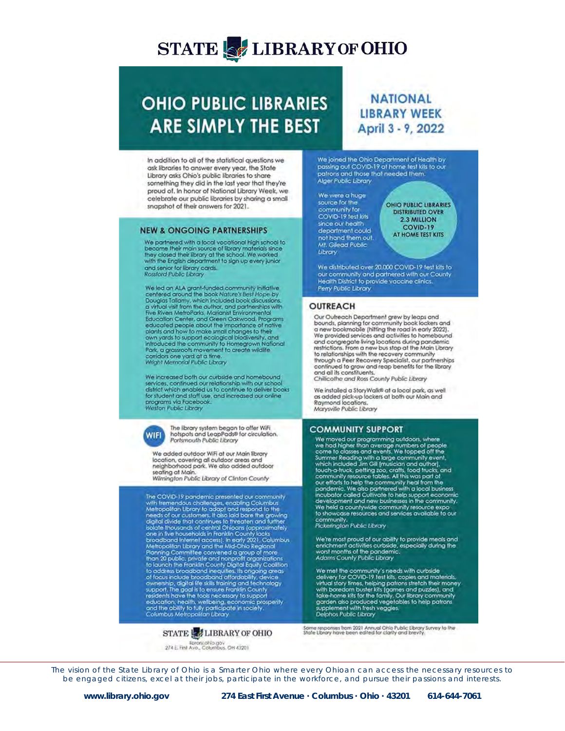# STATE LIBRARY OF OHIO

# OHIO PUBLIC LIBRARIES ARE SIMPLY THE BEST

## NATIONAL LIBRARY WEEK April 3 - 9, 2022

In addition to all of the statistical questions we ask libraries to answer every year, the State Library asks Ohio's public libraries to share something they did in the last year that they're proud of. In honor of National Library Week, we celebrate our public libraries by sharing a small snapshot of their answers for 2021.

### NEW & ONGOING PARTNERSHIPS

We partnered with a local vocational high school to become their main source of library materials since they closed their library at the school. We worked with the English department to sign up every junior and senior for library cards.
*Rossford Public Library*

We led an ALA grant-funded community initiative centered around the book *Nature's Best Hope* by Douglas Tallamy, which included book discussions, a virtual visit from the author, and partnerships with Five Rivers MetroParks, Marianist Environmental Education Center, and Green Oakwood. Programs educated people about the importance of native plants and how to make small changes to their own yards to support ecological biodiversity, and introduced the community to Homegrown National Park, a grassroots movement to create wildlife corridors one yard at a time.
*Wright Memorial Public Library*

We increased both our curbside and homebound services, continued our relationship with our school district which enabled us to continue to deliver books for student and staff use, and increased our online programs via Facebook.
*Weston Public Library*

WIFI

The library system began to offer WiFi hotspots and LeapPads® for circulation.
*Portsmouth Public Library*

We added outdoor WiFi at our Main library location, covering all outdoor areas and neighborhood park. We also added outdoor seating at Main.
*Wilmington Public Library of Clinton County*

The COVID-19 pandemic presented our community with tremendous challenges, enabling Columbus Metropolitan Library to adapt and respond to the needs of our customers. It also laid bare the growing digital divide that continues to threaten and further isolate thousands of central Ohioans (approximately one in five households in Franklin County lacks broadband Internet access). In early 2021, Columbus Metropolitan Library and the Mid-Ohio Regional Planning Committee convened a group of more than 20 public, private and nonprofit organizations to launch the Franklin County Digital Equity Coalition to address broadband inequities. Its ongoing areas of focus include broadband affordability, device ownership, digital life skills training and technology support. The goal is to ensure Franklin County residents have the tools necessary to support education, health, wellbeing, economic prosperity and the ability to fully participate in society.
*Columbus Metropolitan Library*

We joined the Ohio Department of Health by passing out COVID-19 at home test kits to our patrons and those that needed them.
*Alger Public Library*

We were a huge source for the community for COVID-19 test kits since our health department could not hand them out.
*Mt. Gilead Public Library*

**OHIO PUBLIC LIBRARIES DISTRIBUTED OVER 2.3 MILLION COVID-19 AT HOME TEST KITS**

We distributed over 20,000 COVID-19 test kits to our community and partnered with our County Health District to provide vaccine clinics.
*Perry Public Library*

### OUTREACH

Our Outreach Department grew by leaps and bounds, planning for community book lockers and a new bookmobile (hitting the road in early 2022). We provided services and activities to homebound and congregate living locations during pandemic restrictions. From a new bus stop at the Main Library to relationships with the recovery community through a Peer Recovery Specialist, our partnerships continued to grow and reap benefits for the library and all its constituents.
*Chillicothe and Ross County Public Library*

We installed a StoryWalk® at a local park, as well as added pick-up lockers at both our Main and Raymond locations.
*Marysville Public Library*

### COMMUNITY SUPPORT

We moved our programming outdoors, where we had higher than average numbers of people come to classes and events. We topped off the Summer Reading with a large community event, which included Jim Gill (musician and author), touch-a-truck, petting zoo, crafts, food trucks, and community resource tables. All this was part of our efforts to help the community heal from the pandemic. We also partnered with a local business incubator called Cultivate to help support economic development and new businesses in the community. We held a countywide community resource expo to showcase resources and services available to our community.
*Pickerington Public Library*

We're most proud of our ability to provide meals and enrichment activities curbside, especially during the worst months of the pandemic.
*Adams County Public Library*

We met the community's needs with curbside delivery for COVID-19 test kits, copies and materials, virtual story times, helping patrons stretch their money with boredom buster kits (games and puzzles), and take-home kits for the family. Our library community garden also produced vegetables to help patrons supplement with fresh veggies.
*Delphos Public Library*

STATE LIBRARY OF OHIO
library.ohio.gov
274 E. First Ave., Columbus, OH 43201

Some responses from 2021 Annual Ohio Public Library Survey to the State Library have been edited for clarity and brevity.

The vision of the State Library of Ohio is a Smarter Ohio where every Ohioan can access the necessary resources to be engaged citizens, excel at their jobs, participate in the workforce, and pursue their passions and interests.

**www.library.ohio.gov** **274 East First Avenue · Columbus · Ohio · 43201** **614-644-7061**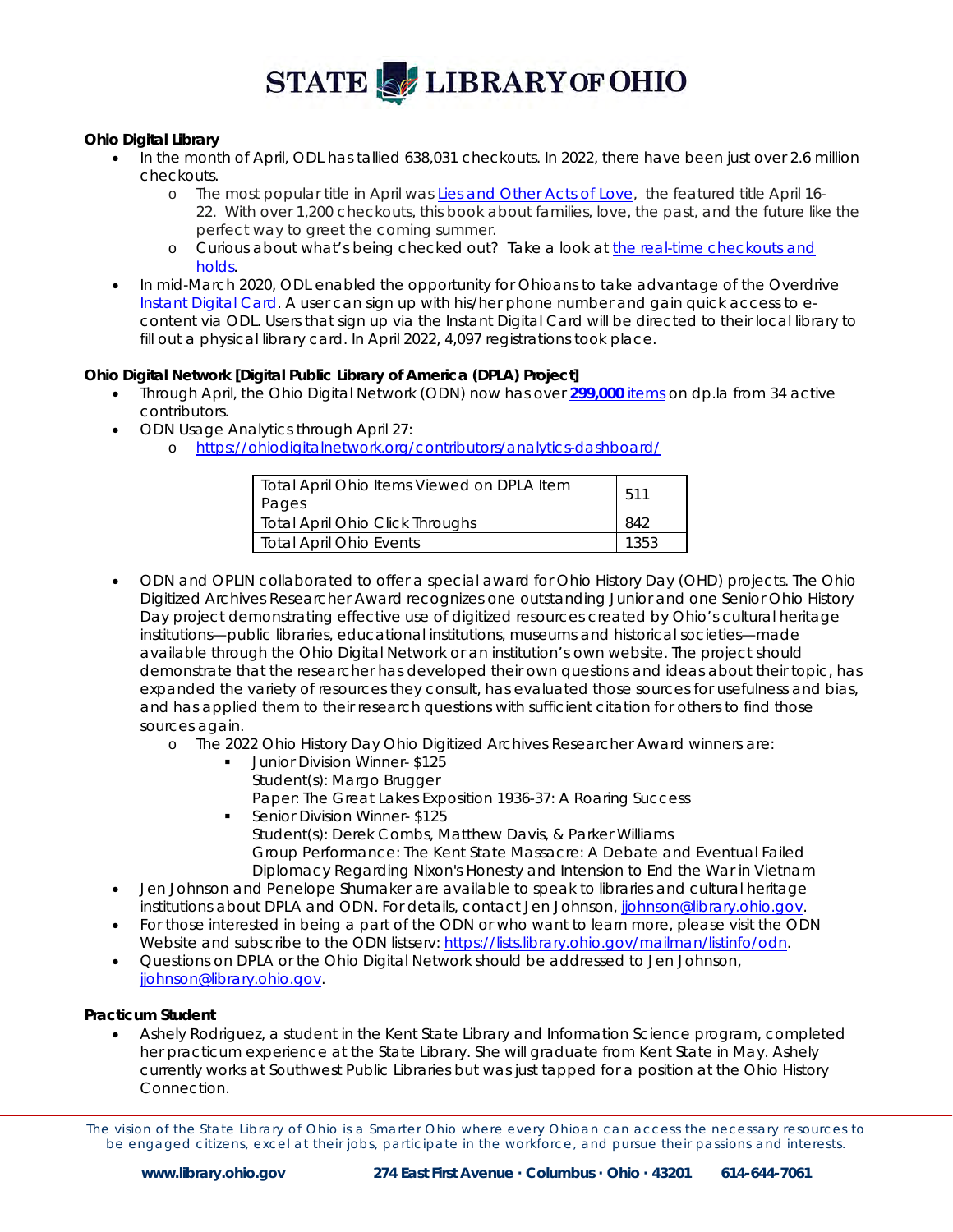**Ohio Digital Library**

- In the month of April, ODL has tallied 638,031 checkouts. In 2022, there have been just over 2.6 million checkouts.
  - The most popular title in April was [Lies and Other Acts of Love](), the featured title April 16-22. With over 1,200 checkouts, this book about families, love, the past, and the future like the perfect way to greet the coming summer.
  - Curious about what's being checked out? Take a look at [the real-time checkouts and holds]().
- In mid-March 2020, ODL enabled the opportunity for Ohioans to take advantage of the Overdrive [Instant Digital Card](). A user can sign up with his/her phone number and gain quick access to e-content via ODL. Users that sign up via the Instant Digital Card will be directed to their local library to fill out a physical library card. In April 2022, 4,097 registrations took place.

**Ohio Digital Network [Digital Public Library of America (DPLA) Project]**

- Through April, the Ohio Digital Network (ODN) now has over **299,000** items on dp.la from 34 active contributors.
- ODN Usage Analytics through April 27:
  - https://ohiodigitalnetwork.org/contributors/analytics-dashboard/

| | |
|---|---|
| Total April Ohio Items Viewed on DPLA Item Pages | 511 |
| Total April Ohio Click Throughs | 842 |
| Total April Ohio Events | 1353 |

- ODN and OPLIN collaborated to offer a special award for Ohio History Day (OHD) projects. The Ohio Digitized Archives Researcher Award recognizes one outstanding Junior and one Senior Ohio History Day project demonstrating effective use of digitized resources created by Ohio's cultural heritage institutions—public libraries, educational institutions, museums and historical societies—made available through the Ohio Digital Network or an institution's own website. The project should demonstrate that the researcher has developed their own questions and ideas about their topic, has expanded the variety of resources they consult, has evaluated those sources for usefulness and bias, and has applied them to their research questions with sufficient citation for others to find those sources again.
  - The 2022 Ohio History Day Ohio Digitized Archives Researcher Award winners are:
    - Junior Division Winner- $125
      Student(s): Margo Brugger
      Paper: The Great Lakes Exposition 1936-37: A Roaring Success
    - Senior Division Winner- $125
      Student(s): Derek Combs, Matthew Davis, & Parker Williams
      Group Performance: The Kent State Massacre: A Debate and Eventual Failed Diplomacy Regarding Nixon's Honesty and Intension to End the War in Vietnam
- Jen Johnson and Penelope Shumaker are available to speak to libraries and cultural heritage institutions about DPLA and ODN. For details, contact Jen Johnson, jjohnson@library.ohio.gov.
- For those interested in being a part of the ODN or who want to learn more, please visit the ODN Website and subscribe to the ODN listserv: https://lists.library.ohio.gov/mailman/listinfo/odn.
- Questions on DPLA or the Ohio Digital Network should be addressed to Jen Johnson, jjohnson@library.ohio.gov.

**Practicum Student**

- Ashely Rodriguez, a student in the Kent State Library and Information Science program, completed her practicum experience at the State Library. She will graduate from Kent State in May. Ashely currently works at Southwest Public Libraries but was just tapped for a position at the Ohio History Connection.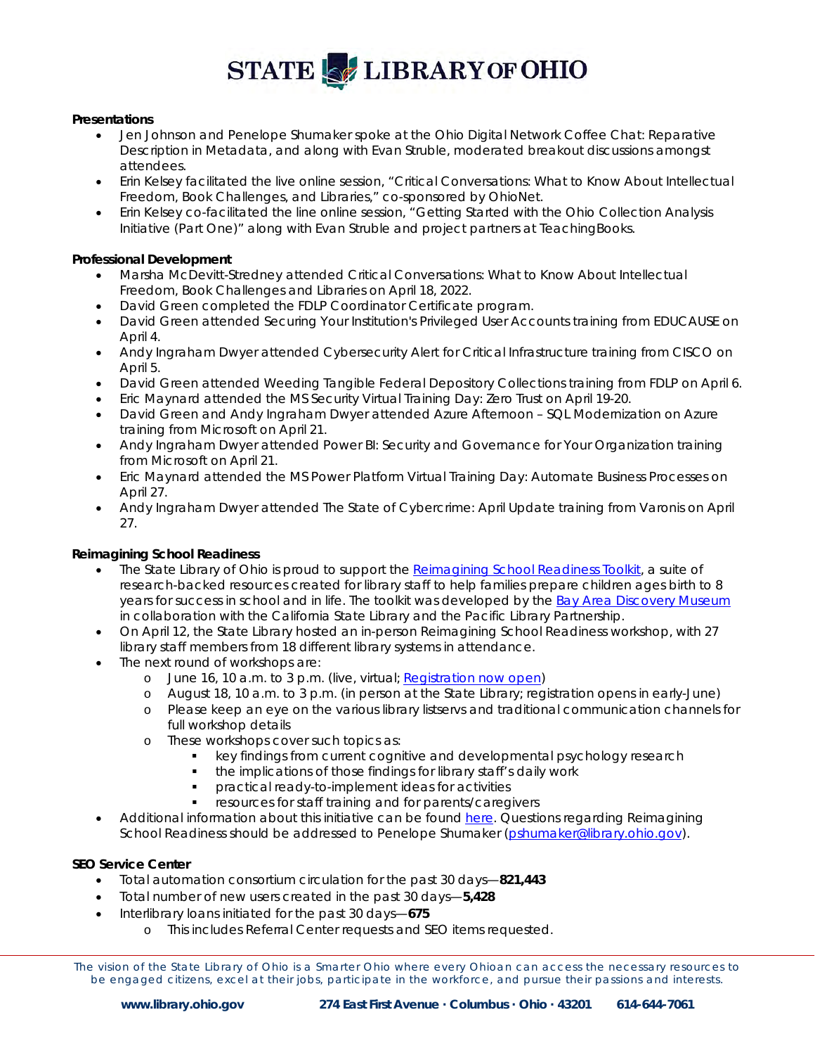**Presentations**

- Jen Johnson and Penelope Shumaker spoke at the Ohio Digital Network Coffee Chat: Reparative Description in Metadata, and along with Evan Struble, moderated breakout discussions amongst attendees.
- Erin Kelsey facilitated the live online session, "Critical Conversations: What to Know About Intellectual Freedom, Book Challenges, and Libraries," co-sponsored by OhioNet.
- Erin Kelsey co-facilitated the line online session, "Getting Started with the Ohio Collection Analysis Initiative (Part One)" along with Evan Struble and project partners at TeachingBooks.

**Professional Development**

- Marsha McDevitt-Stredney attended Critical Conversations: What to Know About Intellectual Freedom, Book Challenges and Libraries on April 18, 2022.
- David Green completed the FDLP Coordinator Certificate program.
- David Green attended Securing Your Institution's Privileged User Accounts training from EDUCAUSE on April 4.
- Andy Ingraham Dwyer attended Cybersecurity Alert for Critical Infrastructure training from CISCO on April 5.
- David Green attended Weeding Tangible Federal Depository Collections training from FDLP on April 6.
- Eric Maynard attended the MS Security Virtual Training Day: Zero Trust on April 19-20.
- David Green and Andy Ingraham Dwyer attended Azure Afternoon – SQL Modernization on Azure training from Microsoft on April 21.
- Andy Ingraham Dwyer attended Power BI: Security and Governance for Your Organization training from Microsoft on April 21.
- Eric Maynard attended the MS Power Platform Virtual Training Day: Automate Business Processes on April 27.
- Andy Ingraham Dwyer attended The State of Cybercrime: April Update training from Varonis on April 27.

**Reimagining School Readiness**

- The State Library of Ohio is proud to support the Reimagining School Readiness Toolkit, a suite of research-backed resources created for library staff to help families prepare children ages birth to 8 years for success in school and in life. The toolkit was developed by the Bay Area Discovery Museum in collaboration with the California State Library and the Pacific Library Partnership.
- On April 12, the State Library hosted an in-person Reimagining School Readiness workshop, with 27 library staff members from 18 different library systems in attendance.
- The next round of workshops are:
  - June 16, 10 a.m. to 3 p.m. (live, virtual; Registration now open)
  - August 18, 10 a.m. to 3 p.m. (in person at the State Library; registration opens in early-June)
  - Please keep an eye on the various library listservs and traditional communication channels for full workshop details
  - These workshops cover such topics as:
    - key findings from current cognitive and developmental psychology research
    - the implications of those findings for library staff's daily work
    - practical ready-to-implement ideas for activities
    - resources for staff training and for parents/caregivers
- Additional information about this initiative can be found here. Questions regarding Reimagining School Readiness should be addressed to Penelope Shumaker (pshumaker@library.ohio.gov).

**SEO Service Center**

- Total automation consortium circulation for the past 30 days—**821,443**
- Total number of new users created in the past 30 days—**5,428**
- Interlibrary loans initiated for the past 30 days—**675**
  - This includes Referral Center requests and SEO items requested.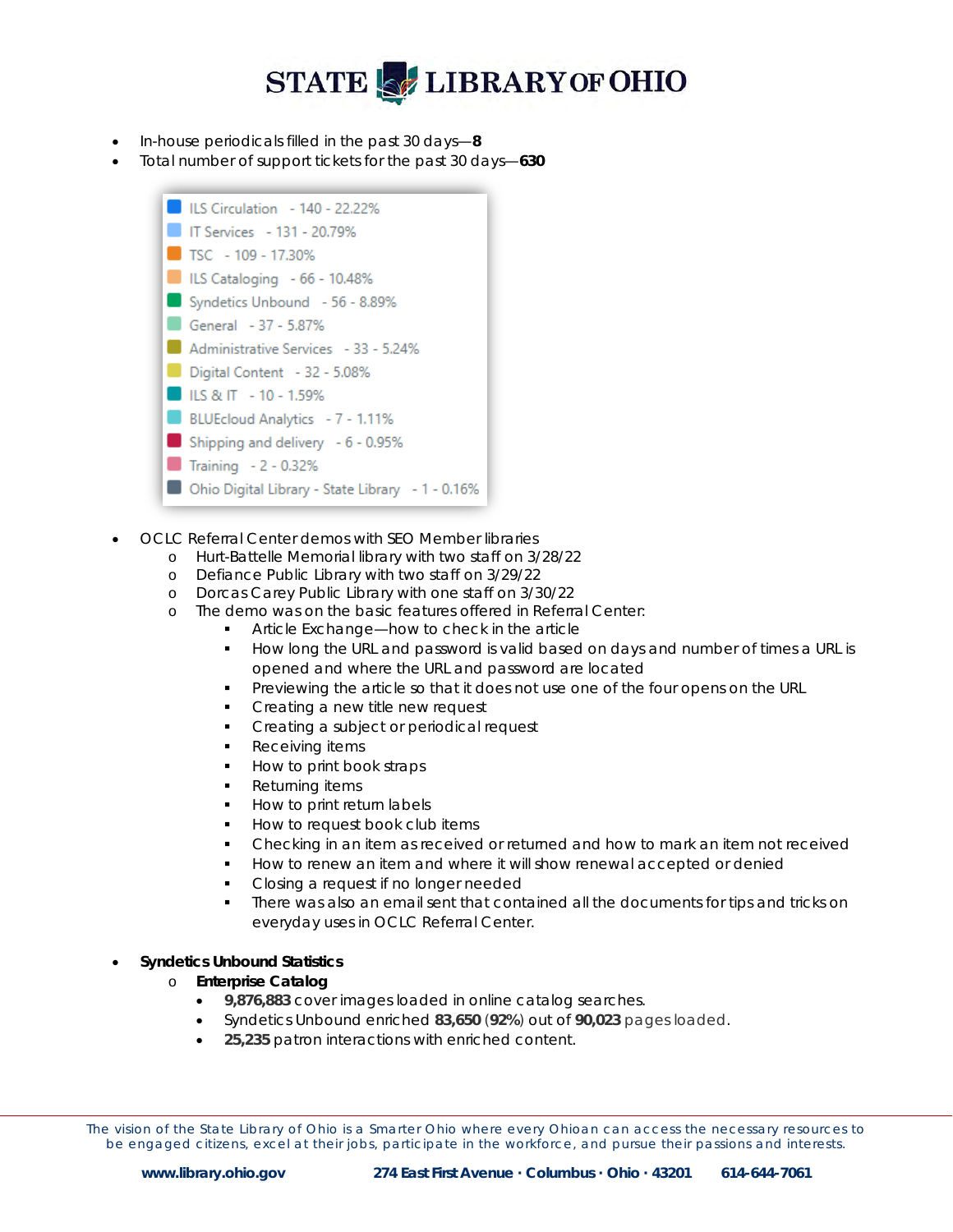- In-house periodicals filled in the past 30 days—**8**
- Total number of support tickets for the past 30 days—**630**

| Category | Count | Percentage |
|---|---|---|
| ILS Circulation | 140 | 22.22% |
| IT Services | 131 | 20.79% |
| TSC | 109 | 17.30% |
| ILS Cataloging | 66 | 10.48% |
| Syndetics Unbound | 56 | 8.89% |
| General | 37 | 5.87% |
| Administrative Services | 33 | 5.24% |
| Digital Content | 32 | 5.08% |
| ILS & IT | 10 | 1.59% |
| BLUEcloud Analytics | 7 | 1.11% |
| Shipping and delivery | 6 | 0.95% |
| Training | 2 | 0.32% |
| Ohio Digital Library - State Library | 1 | 0.16% |

- OCLC Referral Center demos with SEO Member libraries
  - Hurt-Battelle Memorial library with two staff on 3/28/22
  - Defiance Public Library with two staff on 3/29/22
  - Dorcas Carey Public Library with one staff on 3/30/22
  - The demo was on the basic features offered in Referral Center:
    - Article Exchange—how to check in the article
    - How long the URL and password is valid based on days and number of times a URL is opened and where the URL and password are located
    - Previewing the article so that it does not use one of the four opens on the URL
    - Creating a new title new request
    - Creating a subject or periodical request
    - Receiving items
    - How to print book straps
    - Returning items
    - How to print return labels
    - How to request book club items
    - Checking in an item as received or returned and how to mark an item not received
    - How to renew an item and where it will show renewal accepted or denied
    - Closing a request if no longer needed
    - There was also an email sent that contained all the documents for tips and tricks on everyday uses in OCLC Referral Center.

- **Syndetics Unbound Statistics**
  - **Enterprise Catalog**
    - **9,876,883** cover images loaded in online catalog searches.
    - Syndetics Unbound enriched **83,650** (**92%**) out of **90,023** pages loaded.
    - **25,235** patron interactions with enriched content.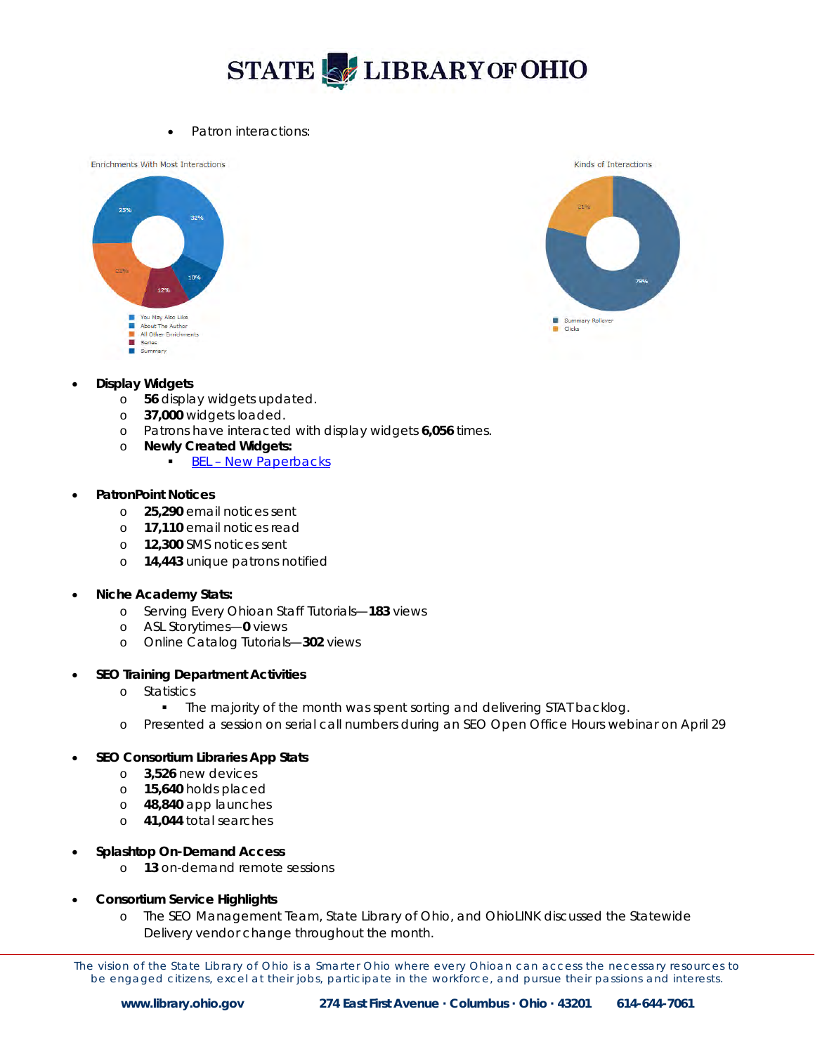- Patron interactions:

Enrichments With Most Interactions

- You May Also Like: 32%
- About The Author: 25%
- All Other Enrichments: 21%
- Series: 12%
- Summary: 10%

Kinds of Interactions

- Summary Rollover: 79%
- Clicks: 21%

- **Display Widgets**
  - **56** display widgets updated.
  - **37,000** widgets loaded.
  - Patrons have interacted with display widgets **6,056** times.
  - **Newly Created Widgets:**
    - BEL – New Paperbacks

- **PatronPoint Notices**
  - **25,290** email notices sent
  - **17,110** email notices read
  - **12,300** SMS notices sent
  - **14,443** unique patrons notified

- **Niche Academy Stats:**
  - Serving Every Ohioan Staff Tutorials—**183** views
  - ASL Storytimes—**0** views
  - Online Catalog Tutorials—**302** views

- **SEO Training Department Activities**
  - Statistics
    - The majority of the month was spent sorting and delivering STAT backlog.
  - Presented a session on serial call numbers during an SEO Open Office Hours webinar on April 29

- **SEO Consortium Libraries App Stats**
  - **3,526** new devices
  - **15,640** holds placed
  - **48,840** app launches
  - **41,044** total searches

- **Splashtop On-Demand Access**
  - **13** on-demand remote sessions

- **Consortium Service Highlights**
  - The SEO Management Team, State Library of Ohio, and OhioLINK discussed the Statewide Delivery vendor change throughout the month.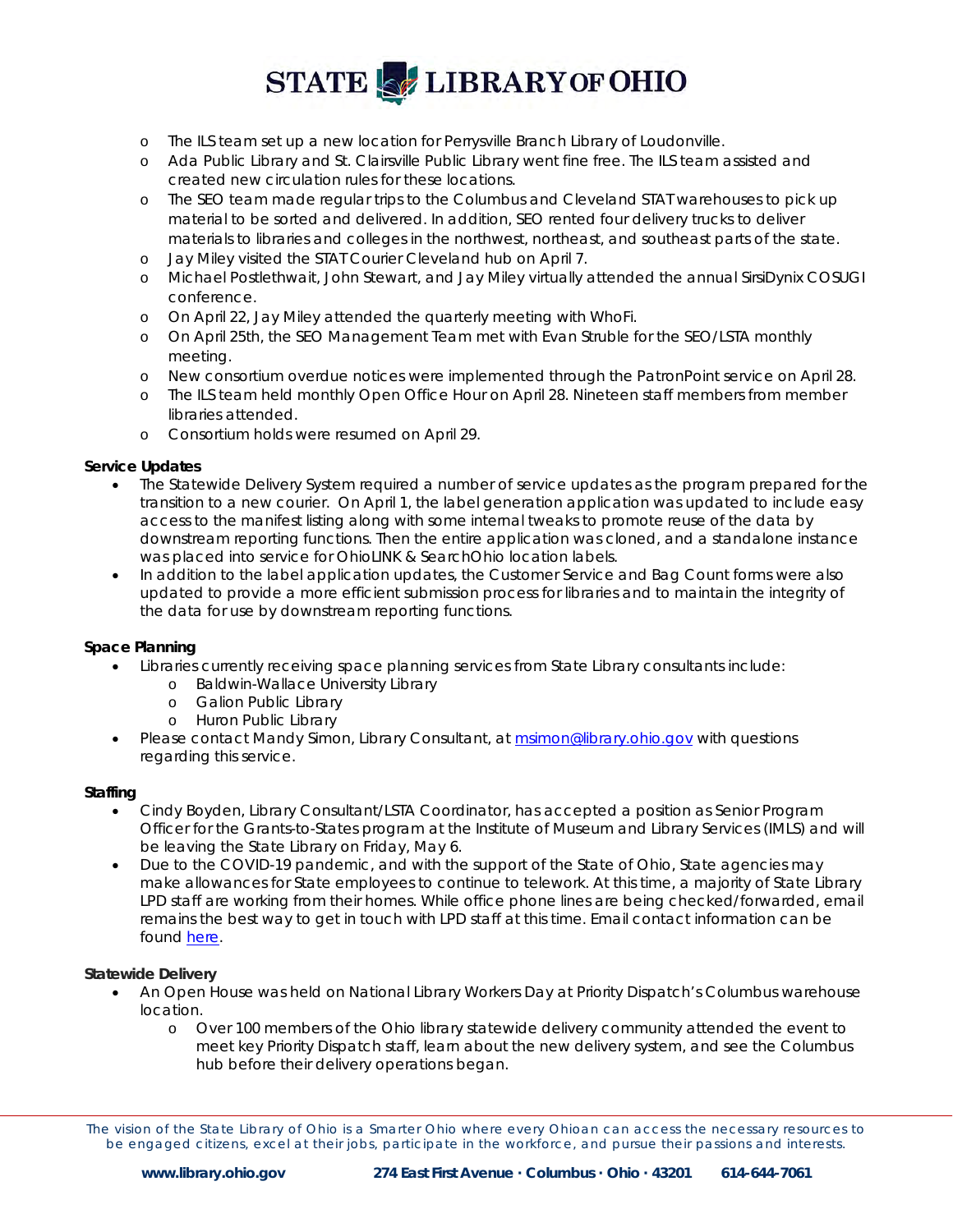- The ILS team set up a new location for Perrysville Branch Library of Loudonville.
- Ada Public Library and St. Clairsville Public Library went fine free. The ILS team assisted and created new circulation rules for these locations.
- The SEO team made regular trips to the Columbus and Cleveland STAT warehouses to pick up material to be sorted and delivered. In addition, SEO rented four delivery trucks to deliver materials to libraries and colleges in the northwest, northeast, and southeast parts of the state.
- Jay Miley visited the STAT Courier Cleveland hub on April 7.
- Michael Postlethwait, John Stewart, and Jay Miley virtually attended the annual SirsiDynix COSUGI conference.
- On April 22, Jay Miley attended the quarterly meeting with WhoFi.
- On April 25th, the SEO Management Team met with Evan Struble for the SEO/LSTA monthly meeting.
- New consortium overdue notices were implemented through the PatronPoint service on April 28.
- The ILS team held monthly Open Office Hour on April 28. Nineteen staff members from member libraries attended.
- Consortium holds were resumed on April 29.

**Service Updates**

- The Statewide Delivery System required a number of service updates as the program prepared for the transition to a new courier. On April 1, the label generation application was updated to include easy access to the manifest listing along with some internal tweaks to promote reuse of the data by downstream reporting functions. Then the entire application was cloned, and a standalone instance was placed into service for OhioLINK & SearchOhio location labels.
- In addition to the label application updates, the Customer Service and Bag Count forms were also updated to provide a more efficient submission process for libraries and to maintain the integrity of the data for use by downstream reporting functions.

**Space Planning**

- Libraries currently receiving space planning services from State Library consultants include:
  - Baldwin-Wallace University Library
  - Galion Public Library
  - Huron Public Library
- Please contact Mandy Simon, Library Consultant, at msimon@library.ohio.gov with questions regarding this service.

**Staffing**

- Cindy Boyden, Library Consultant/LSTA Coordinator, has accepted a position as Senior Program Officer for the Grants-to-States program at the Institute of Museum and Library Services (IMLS) and will be leaving the State Library on Friday, May 6.
- Due to the COVID-19 pandemic, and with the support of the State of Ohio, State agencies may make allowances for State employees to continue to telework. At this time, a majority of State Library LPD staff are working from their homes. While office phone lines are being checked/forwarded, email remains the best way to get in touch with LPD staff at this time. Email contact information can be found here.

**Statewide Delivery**

- An Open House was held on National Library Workers Day at Priority Dispatch's Columbus warehouse location.
  - Over 100 members of the Ohio library statewide delivery community attended the event to meet key Priority Dispatch staff, learn about the new delivery system, and see the Columbus hub before their delivery operations began.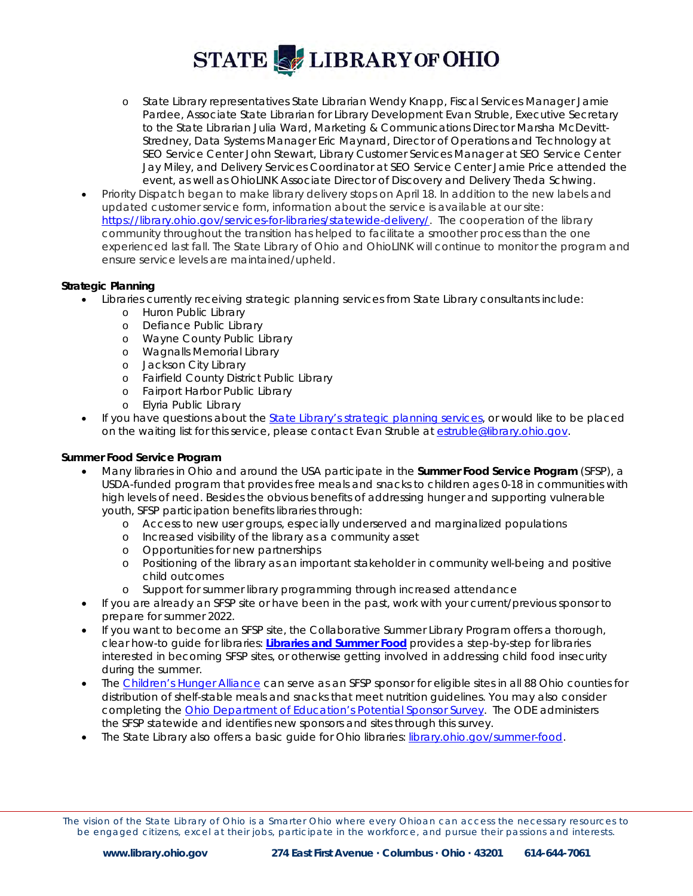- State Library representatives State Librarian Wendy Knapp, Fiscal Services Manager Jamie Pardee, Associate State Librarian for Library Development Evan Struble, Executive Secretary to the State Librarian Julia Ward, Marketing & Communications Director Marsha McDevitt-Stredney, Data Systems Manager Eric Maynard, Director of Operations and Technology at SEO Service Center John Stewart, Library Customer Services Manager at SEO Service Center Jay Miley, and Delivery Services Coordinator at SEO Service Center Jamie Price attended the event, as well as OhioLINK Associate Director of Discovery and Delivery Theda Schwing.
- Priority Dispatch began to make library delivery stops on April 18. In addition to the new labels and updated customer service form, information about the service is available at our site: https://library.ohio.gov/services-for-libraries/statewide-delivery/. The cooperation of the library community throughout the transition has helped to facilitate a smoother process than the one experienced last fall. The State Library of Ohio and OhioLINK will continue to monitor the program and ensure service levels are maintained/upheld.

**Strategic Planning**

- Libraries currently receiving strategic planning services from State Library consultants include:
  - Huron Public Library
  - Defiance Public Library
  - Wayne County Public Library
  - Wagnalls Memorial Library
  - Jackson City Library
  - Fairfield County District Public Library
  - Fairport Harbor Public Library
  - Elyria Public Library
- If you have questions about the State Library's strategic planning services, or would like to be placed on the waiting list for this service, please contact Evan Struble at estruble@library.ohio.gov.

**Summer Food Service Program**

- Many libraries in Ohio and around the USA participate in the **Summer Food Service Program** (SFSP), a USDA-funded program that provides free meals and snacks to children ages 0-18 in communities with high levels of need. Besides the obvious benefits of addressing hunger and supporting vulnerable youth, SFSP participation benefits libraries through:
  - Access to new user groups, especially underserved and marginalized populations
  - Increased visibility of the library as a community asset
  - Opportunities for new partnerships
  - Positioning of the library as an important stakeholder in community well-being and positive child outcomes
  - Support for summer library programming through increased attendance
- If you are already an SFSP site or have been in the past, work with your current/previous sponsor to prepare for summer 2022.
- If you want to become an SFSP site, the Collaborative Summer Library Program offers a thorough, clear how-to guide for libraries: **Libraries and Summer Food** provides a step-by-step for libraries interested in becoming SFSP sites, or otherwise getting involved in addressing child food insecurity during the summer.
- The Children's Hunger Alliance can serve as an SFSP sponsor for eligible sites in all 88 Ohio counties for distribution of shelf-stable meals and snacks that meet nutrition guidelines. You may also consider completing the Ohio Department of Education's Potential Sponsor Survey. The ODE administers the SFSP statewide and identifies new sponsors and sites through this survey.
- The State Library also offers a basic guide for Ohio libraries: library.ohio.gov/summer-food.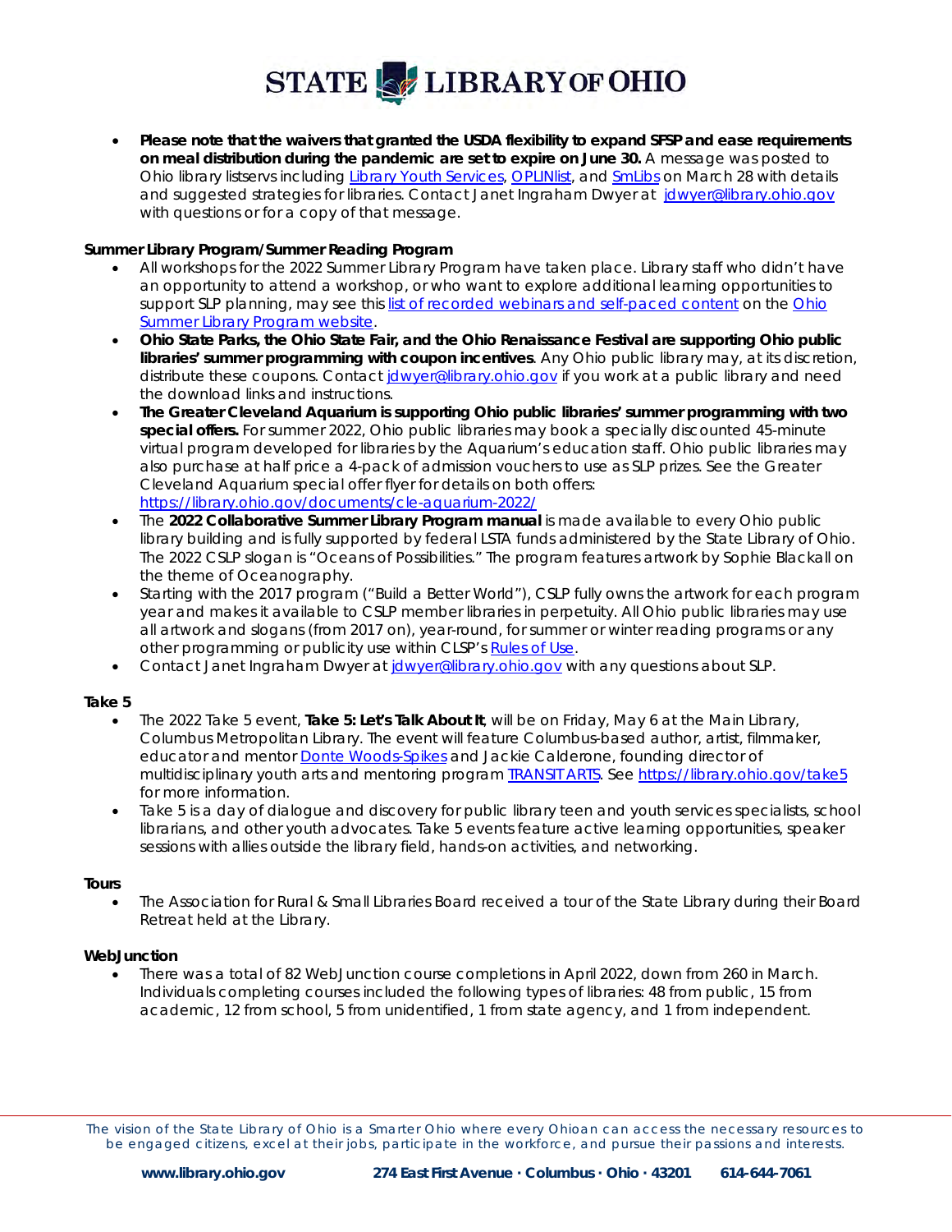- **Please note that the waivers that granted the USDA flexibility to expand SFSP and ease requirements on meal distribution during the pandemic are set to expire on June 30.** A message was posted to Ohio library listservs including Library Youth Services, OPLINlist, and SmLibs on March 28 with details and suggested strategies for libraries. Contact Janet Ingraham Dwyer at jdwyer@library.ohio.gov with questions or for a copy of that message.

**Summer Library Program/Summer Reading Program**

- All workshops for the 2022 Summer Library Program have taken place. Library staff who didn't have an opportunity to attend a workshop, or who want to explore additional learning opportunities to support SLP planning, may see this list of recorded webinars and self-paced content on the Ohio Summer Library Program website.
- **Ohio State Parks, the Ohio State Fair, and the Ohio Renaissance Festival are supporting Ohio public libraries' summer programming with coupon incentives**. Any Ohio public library may, at its discretion, distribute these coupons. Contact jdwyer@library.ohio.gov if you work at a public library and need the download links and instructions.
- **The Greater Cleveland Aquarium is supporting Ohio public libraries' summer programming with two special offers.** For summer 2022, Ohio public libraries may book a specially discounted 45-minute virtual program developed for libraries by the Aquarium's education staff. Ohio public libraries may also purchase at half price a 4-pack of admission vouchers to use as SLP prizes. See the Greater Cleveland Aquarium special offer flyer for details on both offers: https://library.ohio.gov/documents/cle-aquarium-2022/
- The **2022 Collaborative Summer Library Program manual** is made available to every Ohio public library building and is fully supported by federal LSTA funds administered by the State Library of Ohio. The 2022 CSLP slogan is "Oceans of Possibilities." The program features artwork by Sophie Blackall on the theme of Oceanography.
- Starting with the 2017 program ("Build a Better World"), CSLP fully owns the artwork for each program year and makes it available to CSLP member libraries in perpetuity. All Ohio public libraries may use all artwork and slogans (from 2017 on), year-round, for summer or winter reading programs or any other programming or publicity use within CLSP's Rules of Use.
- Contact Janet Ingraham Dwyer at jdwyer@library.ohio.gov with any questions about SLP.

**Take 5**

- The 2022 Take 5 event, **Take 5: Let's Talk About It**, will be on Friday, May 6 at the Main Library, Columbus Metropolitan Library. The event will feature Columbus-based author, artist, filmmaker, educator and mentor Donte Woods-Spikes and Jackie Calderone, founding director of multidisciplinary youth arts and mentoring program TRANSIT ARTS. See https://library.ohio.gov/take5 for more information.
- Take 5 is a day of dialogue and discovery for public library teen and youth services specialists, school librarians, and other youth advocates. Take 5 events feature active learning opportunities, speaker sessions with allies outside the library field, hands-on activities, and networking.

**Tours**

- The Association for Rural & Small Libraries Board received a tour of the State Library during their Board Retreat held at the Library.

**WebJunction**

- There was a total of 82 WebJunction course completions in April 2022, down from 260 in March. Individuals completing courses included the following types of libraries: 48 from public, 15 from academic, 12 from school, 5 from unidentified, 1 from state agency, and 1 from independent.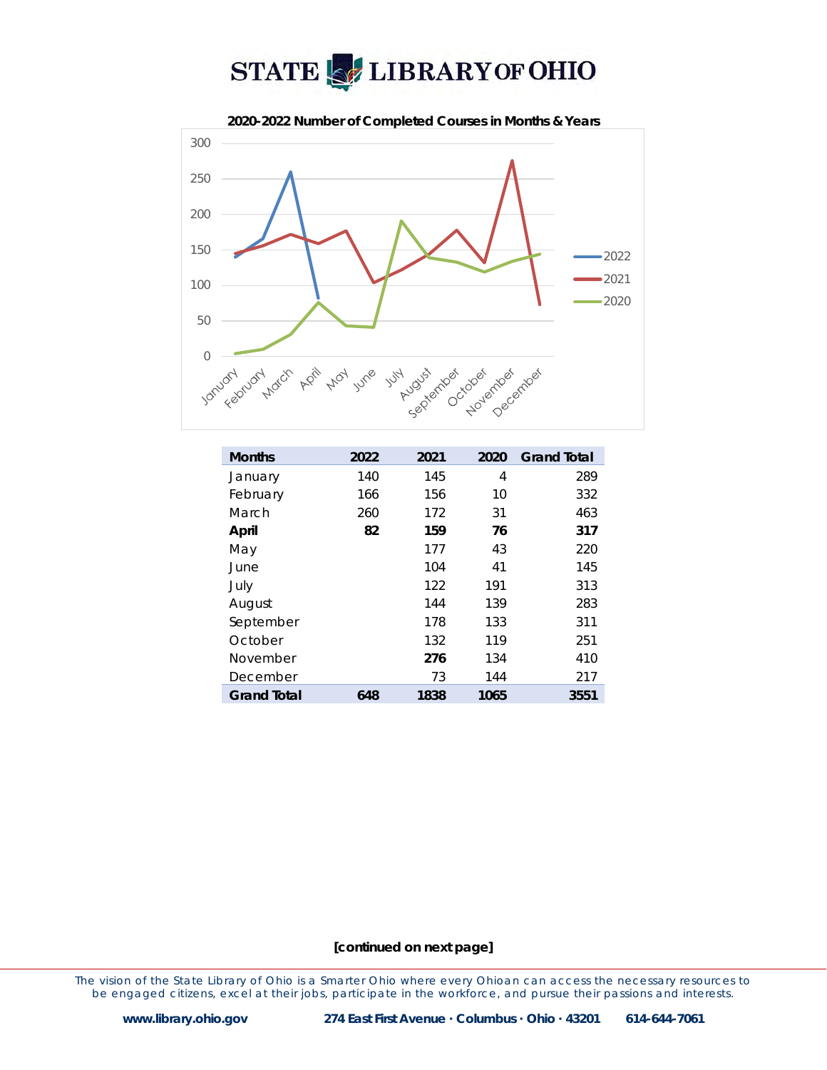**2020-2022 Number of Completed Courses in Months & Years**

| Months | 2022 | 2021 | 2020 | Grand Total |
|---|---|---|---|---|
| January | 140 | 145 | 4 | 289 |
| February | 166 | 156 | 10 | 332 |
| March | 260 | 172 | 31 | 463 |
| **April** | **82** | **159** | **76** | **317** |
| May | | 177 | 43 | 220 |
| June | | 104 | 41 | 145 |
| July | | 122 | 191 | 313 |
| August | | 144 | 139 | 283 |
| September | | 178 | 133 | 311 |
| October | | 132 | 119 | 251 |
| November | | **276** | 134 | 410 |
| December | | 73 | 144 | 217 |
| **Grand Total** | **648** | **1838** | **1065** | **3551** |

**[continued on next page]**

*The vision of the State Library of Ohio is a Smarter Ohio where every Ohioan can access the necessary resources to be engaged citizens, excel at their jobs, participate in the workforce, and pursue their passions and interests.*

**www.library.ohio.gov** **274 East First Avenue · Columbus · Ohio · 43201** **614-644-7061**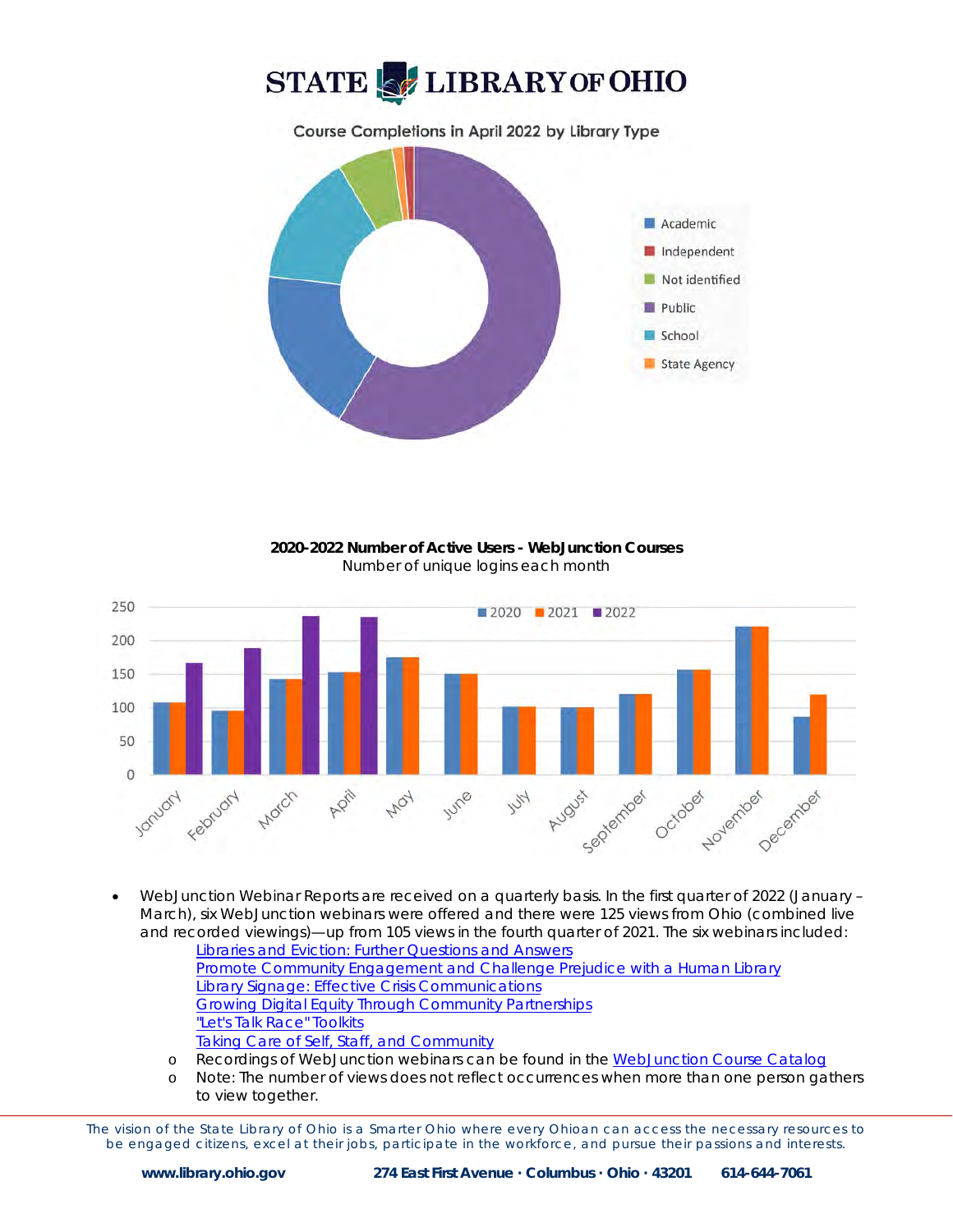Course Completions in April 2022 by Library Type

Academic
Independent
Not identified
Public
School
State Agency

**2020-2022 Number of Active Users - WebJunction Courses**
Number of unique logins each month

250
200
150
100
50
0

2020 2021 2022

January February March April May June July August September October November December

- WebJunction Webinar Reports are received on a quarterly basis. In the first quarter of 2022 (January – March), six WebJunction webinars were offered and there were 125 views from Ohio (combined live and recorded viewings)—up from 105 views in the fourth quarter of 2021. The six webinars included:
  - Libraries and Eviction: Further Questions and Answers
  - Promote Community Engagement and Challenge Prejudice with a Human Library
  - Library Signage: Effective Crisis Communications
  - Growing Digital Equity Through Community Partnerships
  - "Let's Talk Race" Toolkits
  - Taking Care of Self, Staff, and Community
  - Recordings of WebJunction webinars can be found in the WebJunction Course Catalog
  - Note: The number of views does not reflect occurrences when more than one person gathers to view together.

The vision of the State Library of Ohio is a Smarter Ohio where every Ohioan can access the necessary resources to be engaged citizens, excel at their jobs, participate in the workforce, and pursue their passions and interests.

www.library.ohio.gov 274 East First Avenue · Columbus · Ohio · 43201 614-644-7061